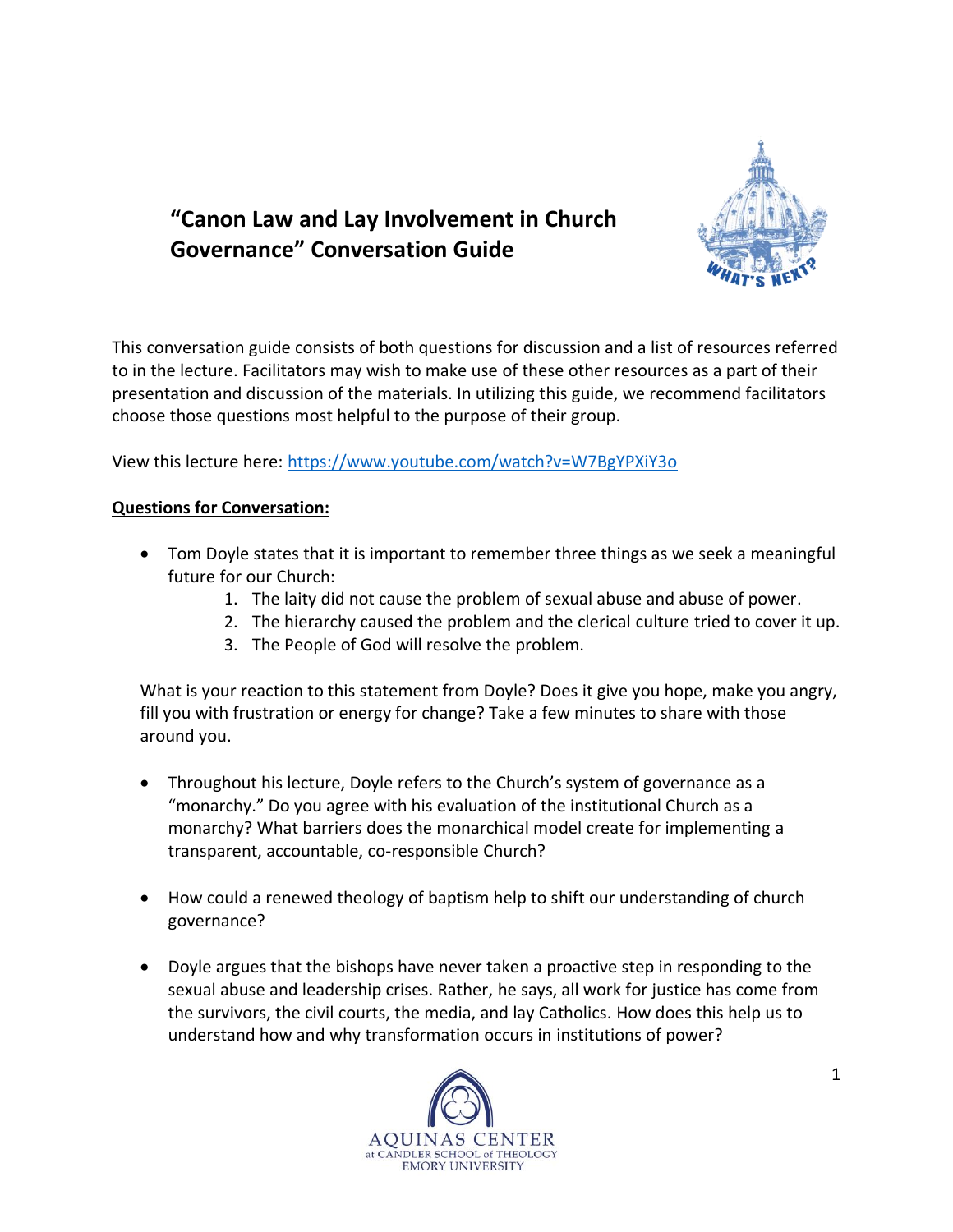# "Canon Law and Lay Involvement in Church Governance" Conversation Guide

This conversation guide consists of both questions for discussion and a list of resources referred to in the lecture. Facilitators may wish to make use of these other resources as a part of their presentation and discussion of the materials. In utilizing this guide, we recommend facilitators choose those questions most helpful to the purpose of their group.

View this lecture here: https://www.youtube.com/watch?v=W7BgYPXiY3o

**Questions for Conversation:**

- Tom Doyle states that it is important to remember three things as we seek a meaningful future for our Church:
  1. The laity did not cause the problem of sexual abuse and abuse of power.
  2. The hierarchy caused the problem and the clerical culture tried to cover it up.
  3. The People of God will resolve the problem.

  What is your reaction to this statement from Doyle? Does it give you hope, make you angry, fill you with frustration or energy for change? Take a few minutes to share with those around you.

- Throughout his lecture, Doyle refers to the Church's system of governance as a "monarchy." Do you agree with his evaluation of the institutional Church as a monarchy? What barriers does the monarchical model create for implementing a transparent, accountable, co-responsible Church?

- How could a renewed theology of baptism help to shift our understanding of church governance?

- Doyle argues that the bishops have never taken a proactive step in responding to the sexual abuse and leadership crises. Rather, he says, all work for justice has come from the survivors, the civil courts, the media, and lay Catholics. How does this help us to understand how and why transformation occurs in institutions of power?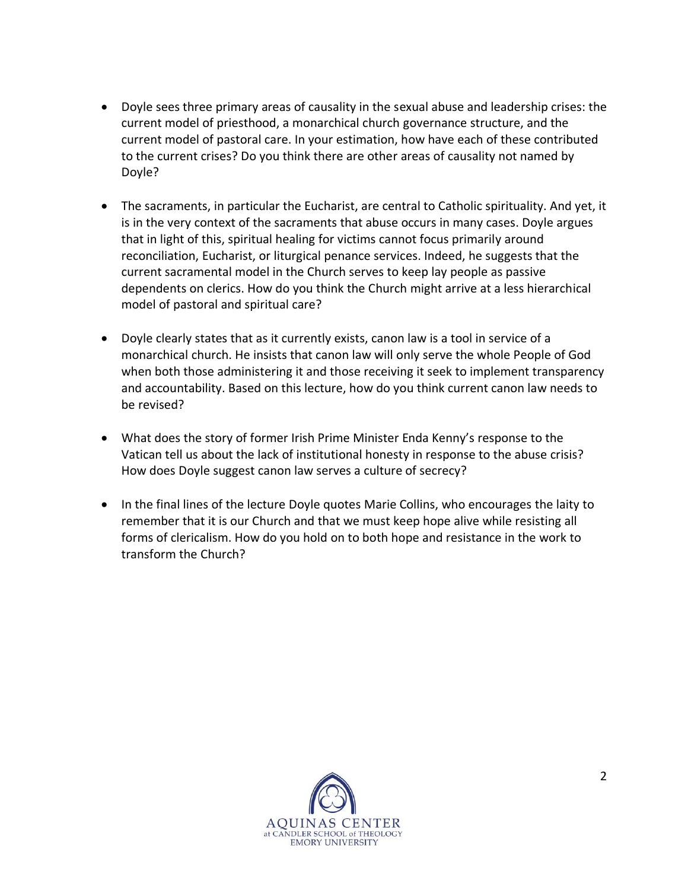- Doyle sees three primary areas of causality in the sexual abuse and leadership crises: the current model of priesthood, a monarchical church governance structure, and the current model of pastoral care. In your estimation, how have each of these contributed to the current crises? Do you think there are other areas of causality not named by Doyle?

- The sacraments, in particular the Eucharist, are central to Catholic spirituality. And yet, it is in the very context of the sacraments that abuse occurs in many cases. Doyle argues that in light of this, spiritual healing for victims cannot focus primarily around reconciliation, Eucharist, or liturgical penance services. Indeed, he suggests that the current sacramental model in the Church serves to keep lay people as passive dependents on clerics. How do you think the Church might arrive at a less hierarchical model of pastoral and spiritual care?

- Doyle clearly states that as it currently exists, canon law is a tool in service of a monarchical church. He insists that canon law will only serve the whole People of God when both those administering it and those receiving it seek to implement transparency and accountability. Based on this lecture, how do you think current canon law needs to be revised?

- What does the story of former Irish Prime Minister Enda Kenny's response to the Vatican tell us about the lack of institutional honesty in response to the abuse crisis? How does Doyle suggest canon law serves a culture of secrecy?

- In the final lines of the lecture Doyle quotes Marie Collins, who encourages the laity to remember that it is our Church and that we must keep hope alive while resisting all forms of clericalism. How do you hold on to both hope and resistance in the work to transform the Church?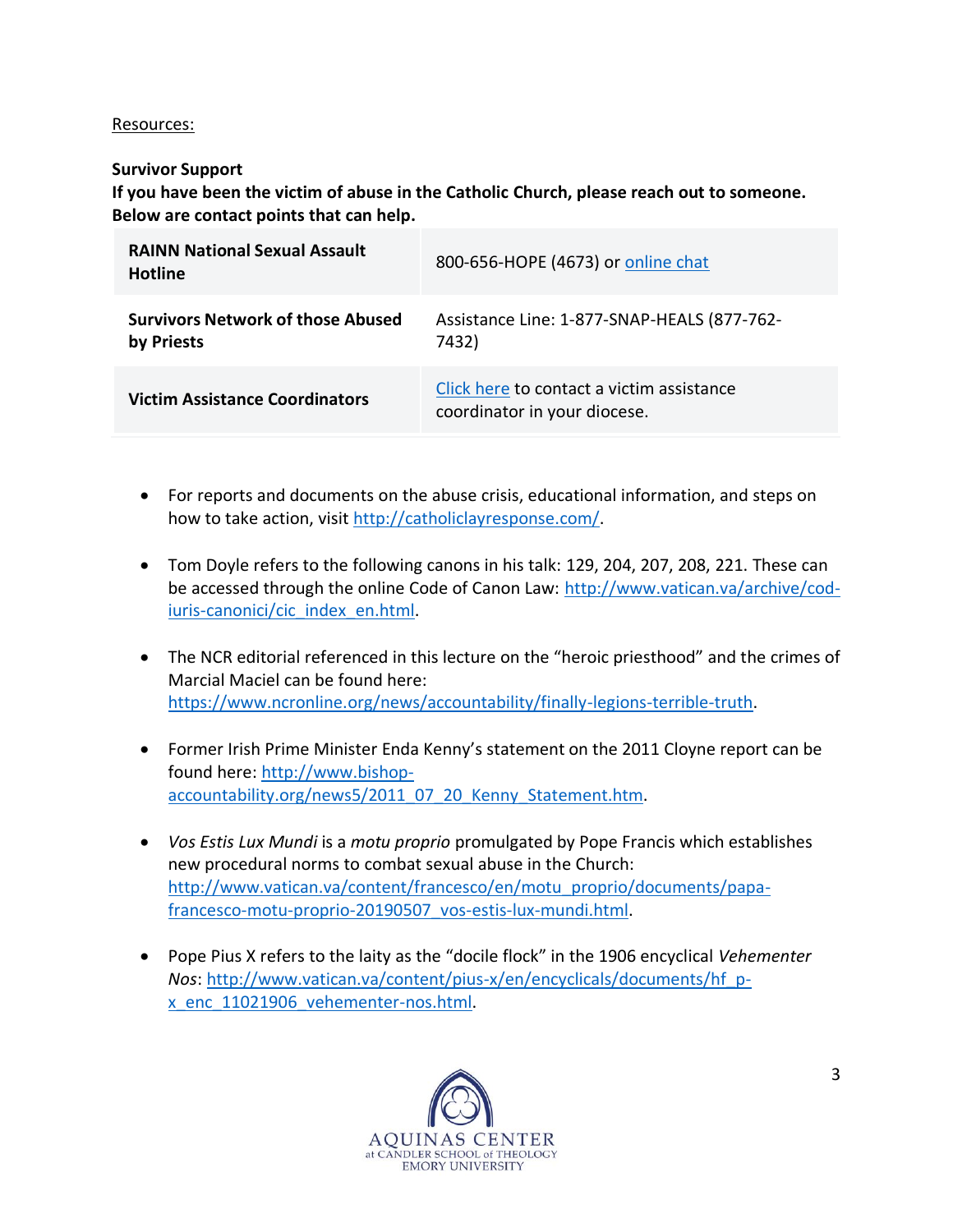Resources:

**Survivor Support**

**If you have been the victim of abuse in the Catholic Church, please reach out to someone. Below are contact points that can help.**

| | |
|---|---|
| **RAINN National Sexual Assault Hotline** | 800-656-HOPE (4673) or online chat |
| **Survivors Network of those Abused by Priests** | Assistance Line: 1-877-SNAP-HEALS (877-762-7432) |
| **Victim Assistance Coordinators** | Click here to contact a victim assistance coordinator in your diocese. |

- For reports and documents on the abuse crisis, educational information, and steps on how to take action, visit http://catholiclayresponse.com/.

- Tom Doyle refers to the following canons in his talk: 129, 204, 207, 208, 221. These can be accessed through the online Code of Canon Law: http://www.vatican.va/archive/cod-iuris-canonici/cic_index_en.html.

- The NCR editorial referenced in this lecture on the "heroic priesthood" and the crimes of Marcial Maciel can be found here: https://www.ncronline.org/news/accountability/finally-legions-terrible-truth.

- Former Irish Prime Minister Enda Kenny's statement on the 2011 Cloyne report can be found here: http://www.bishop-accountability.org/news5/2011_07_20_Kenny_Statement.htm.

- *Vos Estis Lux Mundi* is a *motu proprio* promulgated by Pope Francis which establishes new procedural norms to combat sexual abuse in the Church: http://www.vatican.va/content/francesco/en/motu_proprio/documents/papa-francesco-motu-proprio-20190507_vos-estis-lux-mundi.html.

- Pope Pius X refers to the laity as the "docile flock" in the 1906 encyclical *Vehementer Nos*: http://www.vatican.va/content/pius-x/en/encyclicals/documents/hf_p-x_enc_11021906_vehementer-nos.html.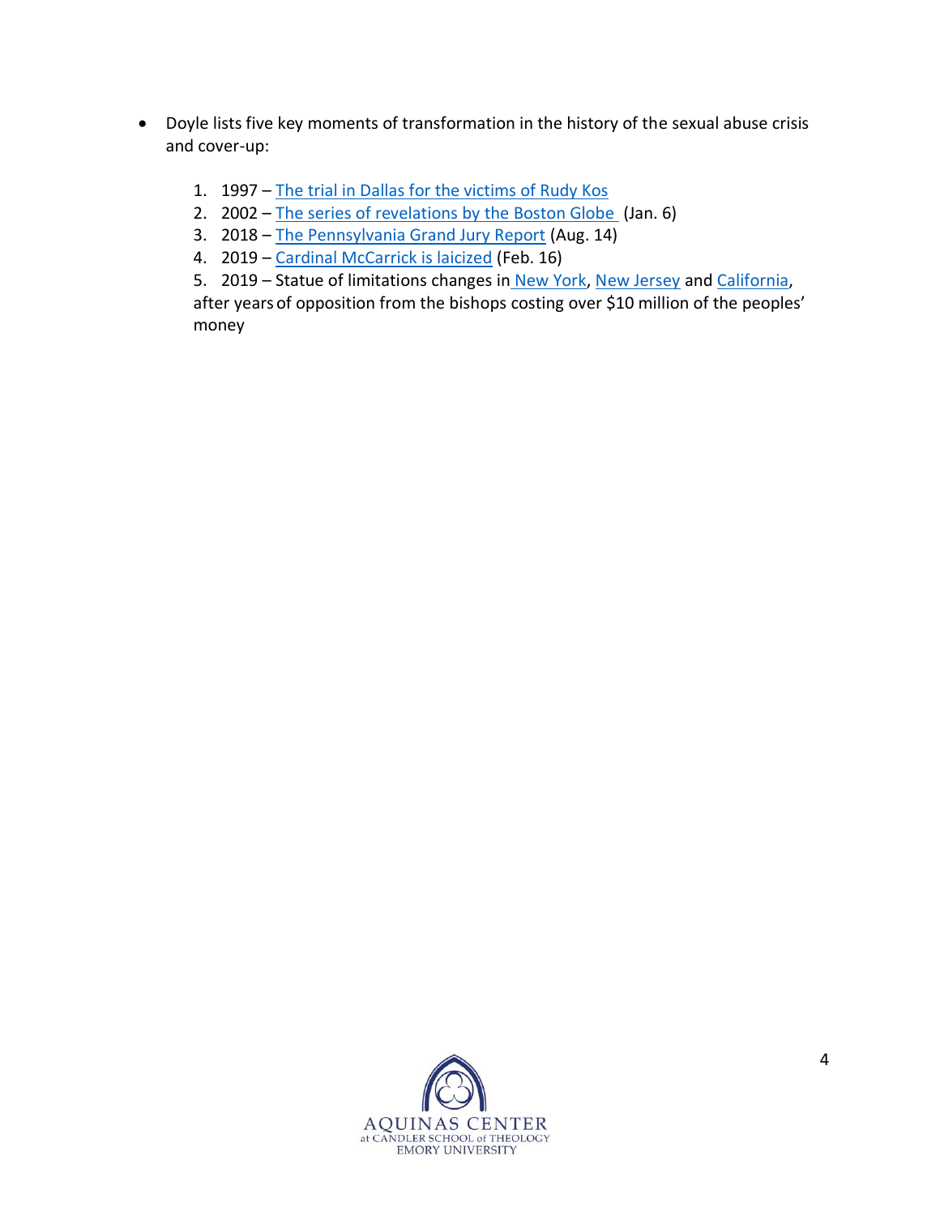- Doyle lists five key moments of transformation in the history of the sexual abuse crisis and cover-up:

    1. 1997 – The trial in Dallas for the victims of Rudy Kos
    2. 2002 – The series of revelations by the Boston Globe (Jan. 6)
    3. 2018 – The Pennsylvania Grand Jury Report (Aug. 14)
    4. 2019 – Cardinal McCarrick is laicized (Feb. 16)
    5. 2019 – Statue of limitations changes in New York, New Jersey and California, after years of opposition from the bishops costing over $10 million of the peoples' money